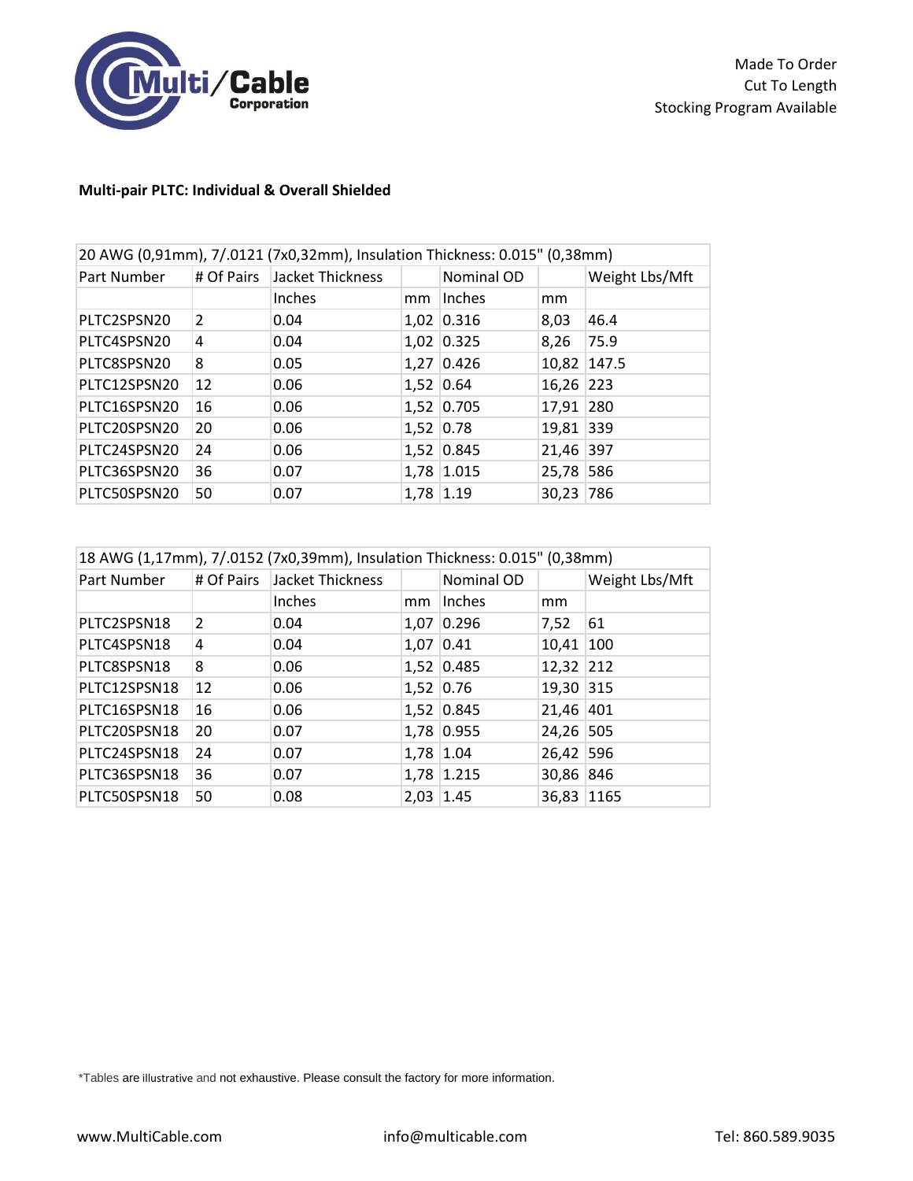Made To Order
Cut To Length
Stocking Program Available

**Multi-pair PLTC: Individual & Overall Shielded**

| 20 AWG (0,91mm), 7/.0121 (7x0,32mm), Insulation Thickness: 0.015" (0,38mm) | | | | | | |
|---|---|---|---|---|---|---|
| Part Number | # Of Pairs | Jacket Thickness | | Nominal OD | | Weight Lbs/Mft |
| | | Inches | mm | Inches | mm | |
| PLTC2SPSN20 | 2 | 0.04 | 1,02 | 0.316 | 8,03 | 46.4 |
| PLTC4SPSN20 | 4 | 0.04 | 1,02 | 0.325 | 8,26 | 75.9 |
| PLTC8SPSN20 | 8 | 0.05 | 1,27 | 0.426 | 10,82 | 147.5 |
| PLTC12SPSN20 | 12 | 0.06 | 1,52 | 0.64 | 16,26 | 223 |
| PLTC16SPSN20 | 16 | 0.06 | 1,52 | 0.705 | 17,91 | 280 |
| PLTC20SPSN20 | 20 | 0.06 | 1,52 | 0.78 | 19,81 | 339 |
| PLTC24SPSN20 | 24 | 0.06 | 1,52 | 0.845 | 21,46 | 397 |
| PLTC36SPSN20 | 36 | 0.07 | 1,78 | 1.015 | 25,78 | 586 |
| PLTC50SPSN20 | 50 | 0.07 | 1,78 | 1.19 | 30,23 | 786 |

| 18 AWG (1,17mm), 7/.0152 (7x0,39mm), Insulation Thickness: 0.015" (0,38mm) | | | | | | |
|---|---|---|---|---|---|---|
| Part Number | # Of Pairs | Jacket Thickness | | Nominal OD | | Weight Lbs/Mft |
| | | Inches | mm | Inches | mm | |
| PLTC2SPSN18 | 2 | 0.04 | 1,07 | 0.296 | 7,52 | 61 |
| PLTC4SPSN18 | 4 | 0.04 | 1,07 | 0.41 | 10,41 | 100 |
| PLTC8SPSN18 | 8 | 0.06 | 1,52 | 0.485 | 12,32 | 212 |
| PLTC12SPSN18 | 12 | 0.06 | 1,52 | 0.76 | 19,30 | 315 |
| PLTC16SPSN18 | 16 | 0.06 | 1,52 | 0.845 | 21,46 | 401 |
| PLTC20SPSN18 | 20 | 0.07 | 1,78 | 0.955 | 24,26 | 505 |
| PLTC24SPSN18 | 24 | 0.07 | 1,78 | 1.04 | 26,42 | 596 |
| PLTC36SPSN18 | 36 | 0.07 | 1,78 | 1.215 | 30,86 | 846 |
| PLTC50SPSN18 | 50 | 0.08 | 2,03 | 1.45 | 36,83 | 1165 |

*Tables are illustrative and not exhaustive. Please consult the factory for more information.

www.MultiCable.com info@multicable.com Tel: 860.589.9035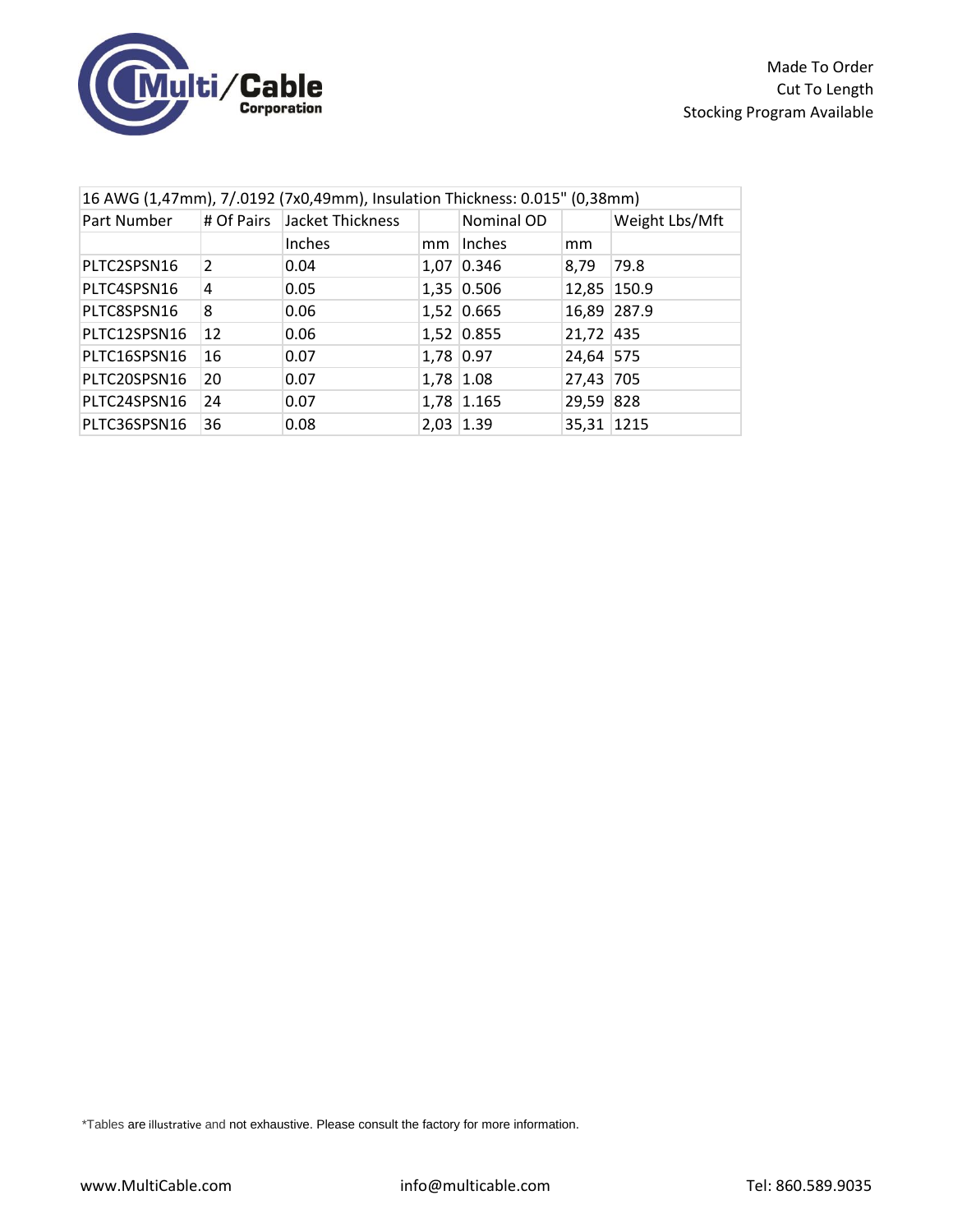Made To Order
Cut To Length
Stocking Program Available

| 16 AWG (1,47mm), 7/.0192 (7x0,49mm), Insulation Thickness: 0.015" (0,38mm) | | | | | | |
|---|---|---|---|---|---|---|
| Part Number | # Of Pairs | Jacket Thickness | | Nominal OD | | Weight Lbs/Mft |
| | | Inches | mm | Inches | mm | |
| PLTC2SPSN16 | 2 | 0.04 | 1,07 | 0.346 | 8,79 | 79.8 |
| PLTC4SPSN16 | 4 | 0.05 | 1,35 | 0.506 | 12,85 | 150.9 |
| PLTC8SPSN16 | 8 | 0.06 | 1,52 | 0.665 | 16,89 | 287.9 |
| PLTC12SPSN16 | 12 | 0.06 | 1,52 | 0.855 | 21,72 | 435 |
| PLTC16SPSN16 | 16 | 0.07 | 1,78 | 0.97 | 24,64 | 575 |
| PLTC20SPSN16 | 20 | 0.07 | 1,78 | 1.08 | 27,43 | 705 |
| PLTC24SPSN16 | 24 | 0.07 | 1,78 | 1.165 | 29,59 | 828 |
| PLTC36SPSN16 | 36 | 0.08 | 2,03 | 1.39 | 35,31 | 1215 |

*Tables are illustrative and not exhaustive. Please consult the factory for more information.

www.MultiCable.com info@multicable.com Tel: 860.589.9035